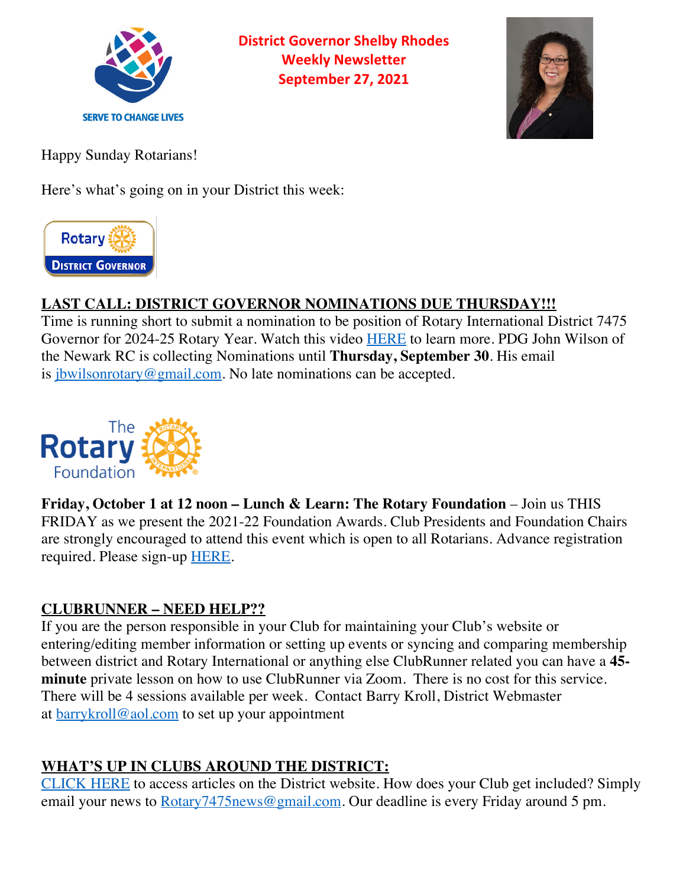**District Governor Shelby Rhodes**
**Weekly Newsletter**
**September 27, 2021**

SERVE TO CHANGE LIVES

Happy Sunday Rotarians!

Here's what's going on in your District this week:

## LAST CALL: DISTRICT GOVERNOR NOMINATIONS DUE THURSDAY!!!

Time is running short to submit a nomination to be position of Rotary International District 7475 Governor for 2024-25 Rotary Year. Watch this video HERE to learn more. PDG John Wilson of the Newark RC is collecting Nominations until **Thursday, September 30**. His email is jbwilsonrotary@gmail.com. No late nominations can be accepted.

**Friday, October 1 at 12 noon – Lunch & Learn: The Rotary Foundation** – Join us THIS FRIDAY as we present the 2021-22 Foundation Awards. Club Presidents and Foundation Chairs are strongly encouraged to attend this event which is open to all Rotarians. Advance registration required. Please sign-up HERE.

## CLUBRUNNER – NEED HELP??

If you are the person responsible in your Club for maintaining your Club's website or entering/editing member information or setting up events or syncing and comparing membership between district and Rotary International or anything else ClubRunner related you can have a **45-minute** private lesson on how to use ClubRunner via Zoom. There is no cost for this service. There will be 4 sessions available per week. Contact Barry Kroll, District Webmaster at barrykroll@aol.com to set up your appointment

## WHAT'S UP IN CLUBS AROUND THE DISTRICT:

CLICK HERE to access articles on the District website. How does your Club get included? Simply email your news to Rotary7475news@gmail.com. Our deadline is every Friday around 5 pm.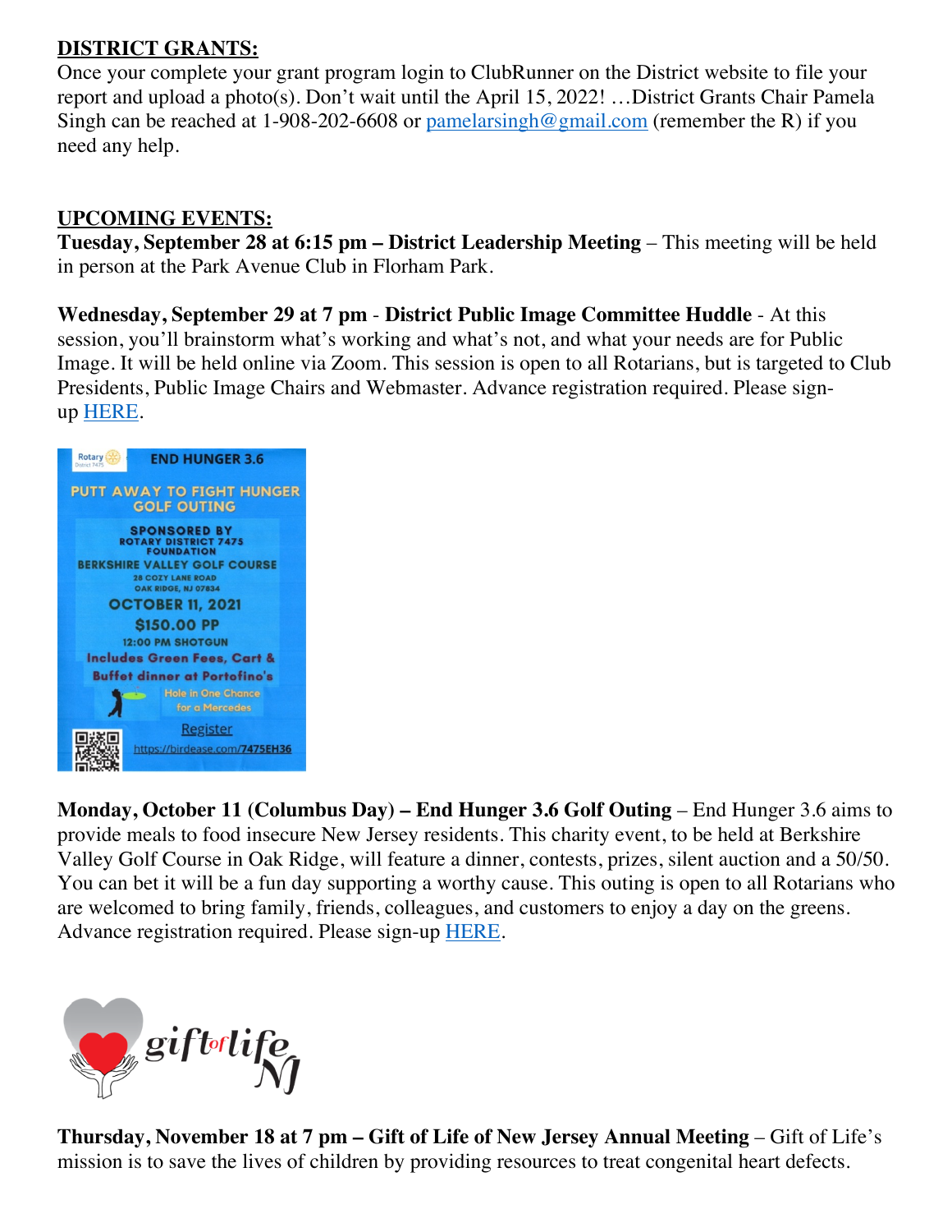**DISTRICT GRANTS:**

Once your complete your grant program login to ClubRunner on the District website to file your report and upload a photo(s). Don't wait until the April 15, 2022! …District Grants Chair Pamela Singh can be reached at 1-908-202-6608 or pamelarsingh@gmail.com (remember the R) if you need any help.

**UPCOMING EVENTS:**

**Tuesday, September 28 at 6:15 pm – District Leadership Meeting** – This meeting will be held in person at the Park Avenue Club in Florham Park.

**Wednesday, September 29 at 7 pm** - **District Public Image Committee Huddle** - At this session, you'll brainstorm what's working and what's not, and what your needs are for Public Image. It will be held online via Zoom. This session is open to all Rotarians, but is targeted to Club Presidents, Public Image Chairs and Webmaster. Advance registration required. Please sign-up HERE.

**Monday, October 11 (Columbus Day) – End Hunger 3.6 Golf Outing** – End Hunger 3.6 aims to provide meals to food insecure New Jersey residents. This charity event, to be held at Berkshire Valley Golf Course in Oak Ridge, will feature a dinner, contests, prizes, silent auction and a 50/50. You can bet it will be a fun day supporting a worthy cause. This outing is open to all Rotarians who are welcomed to bring family, friends, colleagues, and customers to enjoy a day on the greens. Advance registration required. Please sign-up HERE.

**Thursday, November 18 at 7 pm – Gift of Life of New Jersey Annual Meeting** – Gift of Life's mission is to save the lives of children by providing resources to treat congenital heart defects.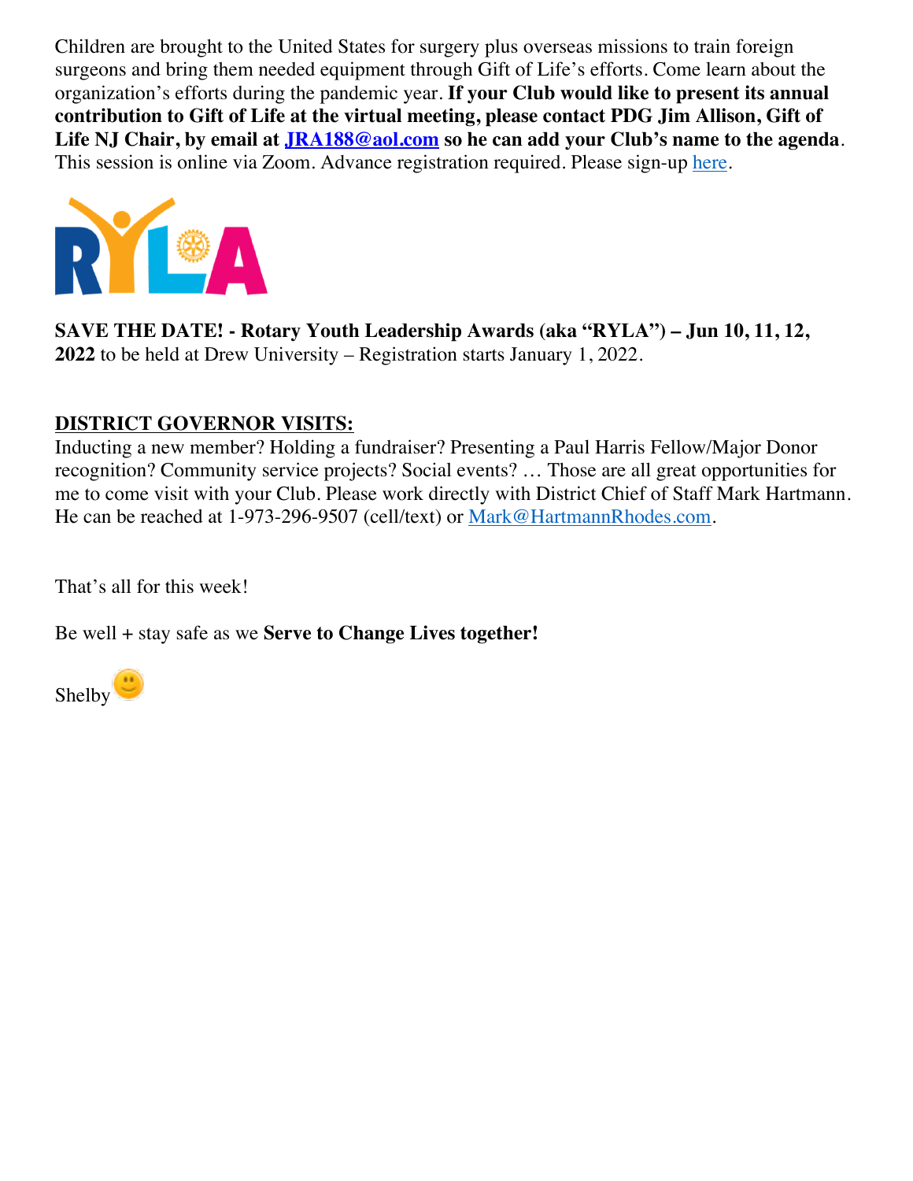Children are brought to the United States for surgery plus overseas missions to train foreign surgeons and bring them needed equipment through Gift of Life's efforts. Come learn about the organization's efforts during the pandemic year. **If your Club would like to present its annual contribution to Gift of Life at the virtual meeting, please contact PDG Jim Allison, Gift of Life NJ Chair, by email at [JRA188@aol.com](mailto:JRA188@aol.com) so he can add your Club's name to the agenda**. This session is online via Zoom. Advance registration required. Please sign-up [here](#).

**SAVE THE DATE! - Rotary Youth Leadership Awards (aka "RYLA") – Jun 10, 11, 12, 2022** to be held at Drew University – Registration starts January 1, 2022.

**DISTRICT GOVERNOR VISITS:**

Inducting a new member? Holding a fundraiser? Presenting a Paul Harris Fellow/Major Donor recognition? Community service projects? Social events? … Those are all great opportunities for me to come visit with your Club. Please work directly with District Chief of Staff Mark Hartmann. He can be reached at 1-973-296-9507 (cell/text) or [Mark@HartmannRhodes.com](mailto:Mark@HartmannRhodes.com).

That's all for this week!

Be well + stay safe as we **Serve to Change Lives together!**

Shelby